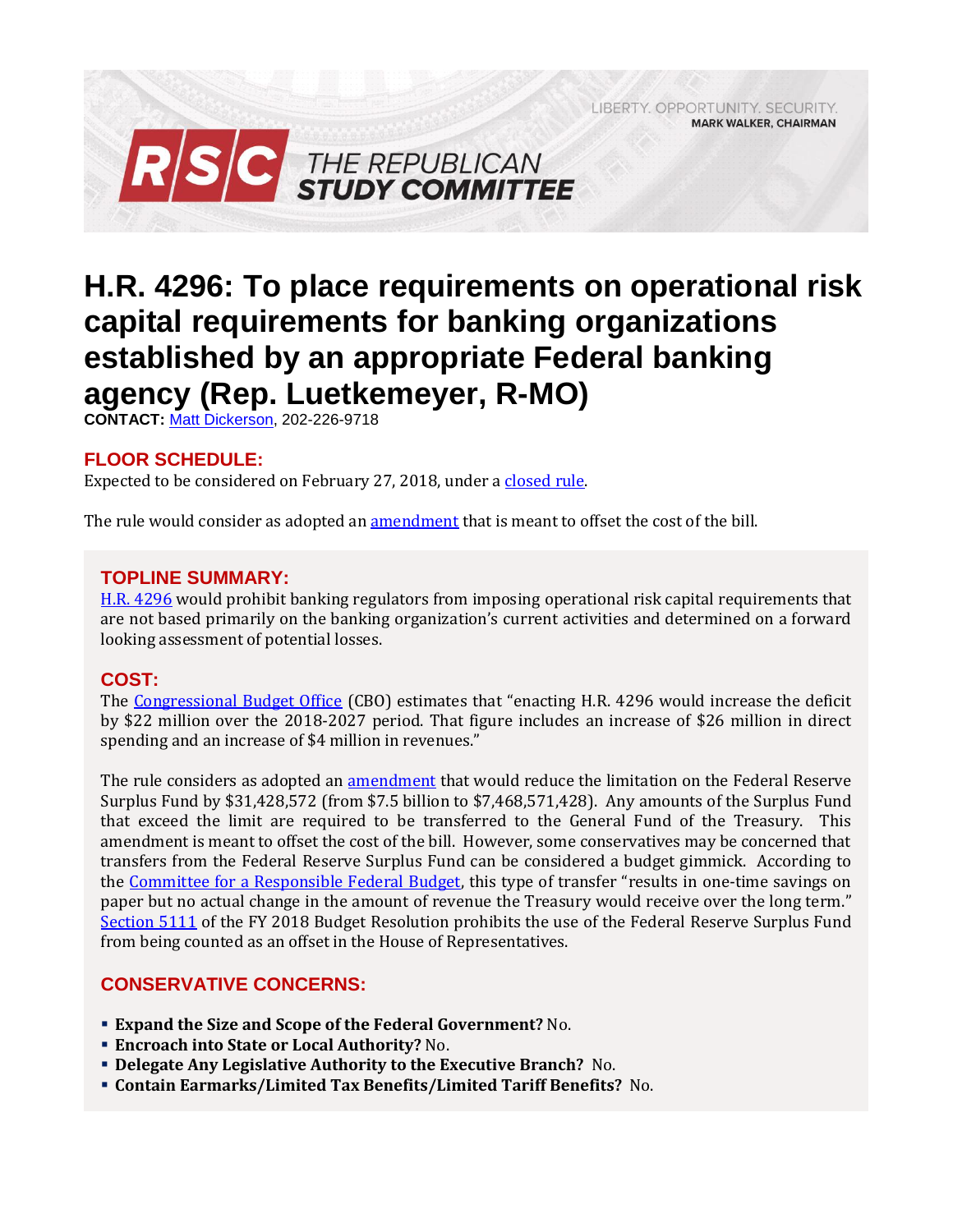LIBERTY. OPPORTUNITY. SECURITY.
**MARK WALKER, CHAIRMAN**

**RSC THE REPUBLICAN STUDY COMMITTEE**

# H.R. 4296: To place requirements on operational risk capital requirements for banking organizations established by an appropriate Federal banking agency (Rep. Luetkemeyer, R-MO)

**CONTACT:** Matt Dickerson, 202-226-9718

## FLOOR SCHEDULE:

Expected to be considered on February 27, 2018, under a closed rule.

The rule would consider as adopted an amendment that is meant to offset the cost of the bill.

## TOPLINE SUMMARY:

H.R. 4296 would prohibit banking regulators from imposing operational risk capital requirements that are not based primarily on the banking organization's current activities and determined on a forward looking assessment of potential losses.

## COST:

The Congressional Budget Office (CBO) estimates that "enacting H.R. 4296 would increase the deficit by $22 million over the 2018-2027 period. That figure includes an increase of $26 million in direct spending and an increase of $4 million in revenues."

The rule considers as adopted an amendment that would reduce the limitation on the Federal Reserve Surplus Fund by $31,428,572 (from $7.5 billion to $7,468,571,428). Any amounts of the Surplus Fund that exceed the limit are required to be transferred to the General Fund of the Treasury. This amendment is meant to offset the cost of the bill. However, some conservatives may be concerned that transfers from the Federal Reserve Surplus Fund can be considered a budget gimmick. According to the Committee for a Responsible Federal Budget, this type of transfer "results in one-time savings on paper but no actual change in the amount of revenue the Treasury would receive over the long term." Section 5111 of the FY 2018 Budget Resolution prohibits the use of the Federal Reserve Surplus Fund from being counted as an offset in the House of Representatives.

## CONSERVATIVE CONCERNS:

- **Expand the Size and Scope of the Federal Government?** No.
- **Encroach into State or Local Authority?** No.
- **Delegate Any Legislative Authority to the Executive Branch?** No.
- **Contain Earmarks/Limited Tax Benefits/Limited Tariff Benefits?** No.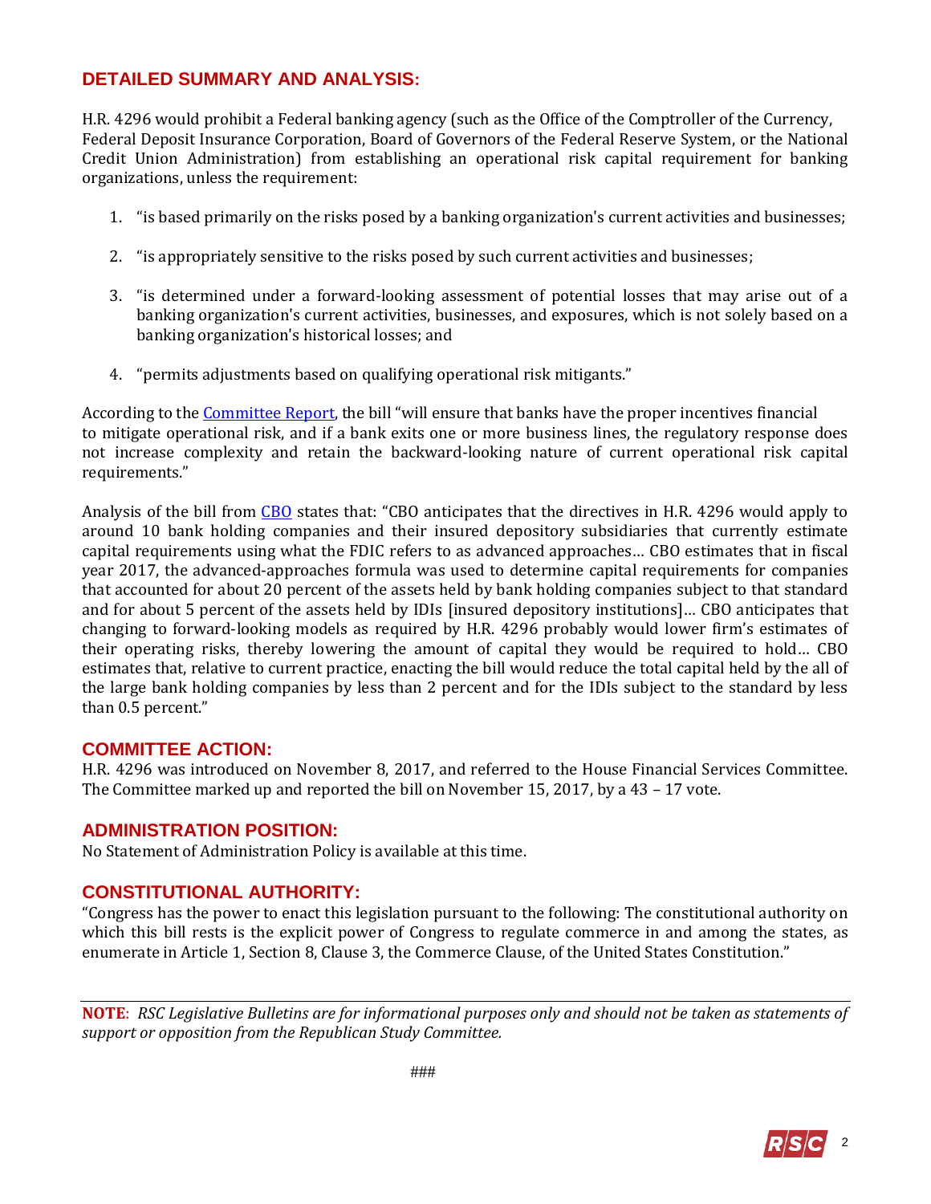## DETAILED SUMMARY AND ANALYSIS:

H.R. 4296 would prohibit a Federal banking agency (such as the Office of the Comptroller of the Currency, Federal Deposit Insurance Corporation, Board of Governors of the Federal Reserve System, or the National Credit Union Administration) from establishing an operational risk capital requirement for banking organizations, unless the requirement:

1. "is based primarily on the risks posed by a banking organization's current activities and businesses;
2. "is appropriately sensitive to the risks posed by such current activities and businesses;
3. "is determined under a forward-looking assessment of potential losses that may arise out of a banking organization's current activities, businesses, and exposures, which is not solely based on a banking organization's historical losses; and
4. "permits adjustments based on qualifying operational risk mitigants."

According to the [Committee Report](), the bill "will ensure that banks have the proper incentives financial to mitigate operational risk, and if a bank exits one or more business lines, the regulatory response does not increase complexity and retain the backward-looking nature of current operational risk capital requirements."

Analysis of the bill from [CBO]() states that: "CBO anticipates that the directives in H.R. 4296 would apply to around 10 bank holding companies and their insured depository subsidiaries that currently estimate capital requirements using what the FDIC refers to as advanced approaches… CBO estimates that in fiscal year 2017, the advanced-approaches formula was used to determine capital requirements for companies that accounted for about 20 percent of the assets held by bank holding companies subject to that standard and for about 5 percent of the assets held by IDIs [insured depository institutions]… CBO anticipates that changing to forward-looking models as required by H.R. 4296 probably would lower firm's estimates of their operating risks, thereby lowering the amount of capital they would be required to hold… CBO estimates that, relative to current practice, enacting the bill would reduce the total capital held by the all of the large bank holding companies by less than 2 percent and for the IDIs subject to the standard by less than 0.5 percent."

## COMMITTEE ACTION:

H.R. 4296 was introduced on November 8, 2017, and referred to the House Financial Services Committee. The Committee marked up and reported the bill on November 15, 2017, by a 43 – 17 vote.

## ADMINISTRATION POSITION:

No Statement of Administration Policy is available at this time.

## CONSTITUTIONAL AUTHORITY:

"Congress has the power to enact this legislation pursuant to the following: The constitutional authority on which this bill rests is the explicit power of Congress to regulate commerce in and among the states, as enumerate in Article 1, Section 8, Clause 3, the Commerce Clause, of the United States Constitution."

---

**NOTE**: *RSC Legislative Bulletins are for informational purposes only and should not be taken as statements of support or opposition from the Republican Study Committee.*

###